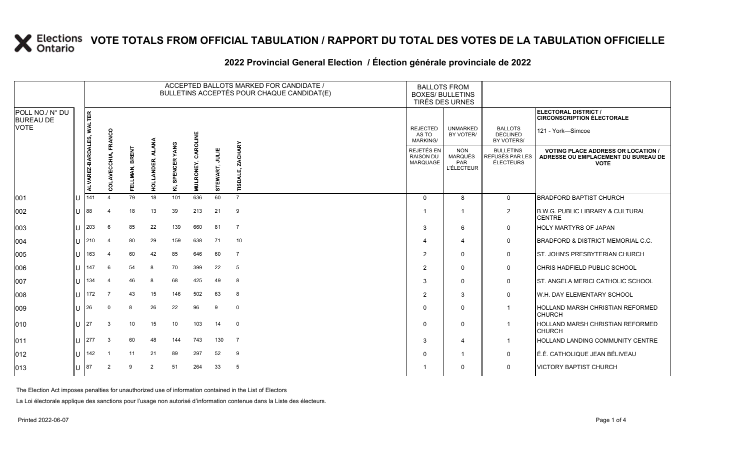# VOTE TOTALS FROM OFFICIAL TABULATION / RAPPORT DU TOTAL DES VOTES DE LA TABULATION OFFICIELLE

## 2022 Provincial General Election / Élection générale provinciale de 2022

| POLL NO./ N° DU BUREAU DE VOTE | | ACCEPTED BALLOTS MARKED FOR CANDIDATE / BULLETINS ACCEPTÉS POUR CHAQUE CANDIDAT(E) | | | | | | | | BALLOTS FROM BOXES/ BULLETINS TIRÉS DES URNES | | | ELECTORAL DISTRICT / CIRCONSCRIPTION ÉLECTORALE: 121 - York—Simcoe |
|---|---|---|---|---|---|---|---|---|---|---|---|---|---|
| | | ALVAREZ-BARDALES, WALTER | COLAVECCHIA, FRANCO | FELLMAN, BRENT | HOLLANDER, ALANA | KI, SPENCER YANG | MULRONEY, CAROLINE | STEWART, JULIE | TISDALE, ZACHARY | REJECTED AS TO MARKING/ REJETÉS EN RAISON DU MARQUAGE | UNMARKED BY VOTER/ NON MARQUÉS PAR L'ÉLECTEUR | BALLOTS DECLINED BY VOTERS/ BULLETINS REFUSÉS PAR LES ÉLECTEURS | VOTING PLACE ADDRESS OR LOCATION / ADRESSE OU EMPLACEMENT DU BUREAU DE VOTE |
| 001 | U | 141 | 4 | 79 | 18 | 101 | 636 | 60 | 7 | 0 | 8 | 0 | BRADFORD BAPTIST CHURCH |
| 002 | U | 88 | 4 | 18 | 13 | 39 | 213 | 21 | 9 | 1 | 1 | 2 | B.W.G. PUBLIC LIBRARY & CULTURAL CENTRE |
| 003 | U | 203 | 6 | 85 | 22 | 139 | 660 | 81 | 7 | 3 | 6 | 0 | HOLY MARTYRS OF JAPAN |
| 004 | U | 210 | 4 | 80 | 29 | 159 | 638 | 71 | 10 | 4 | 4 | 0 | BRADFORD & DISTRICT MEMORIAL C.C. |
| 005 | U | 163 | 4 | 60 | 42 | 85 | 646 | 60 | 7 | 2 | 0 | 0 | ST. JOHN'S PRESBYTERIAN CHURCH |
| 006 | U | 147 | 6 | 54 | 8 | 70 | 399 | 22 | 5 | 2 | 0 | 0 | CHRIS HADFIELD PUBLIC SCHOOL |
| 007 | U | 134 | 4 | 46 | 8 | 68 | 425 | 49 | 8 | 3 | 0 | 0 | ST. ANGELA MERICI CATHOLIC SCHOOL |
| 008 | U | 172 | 7 | 43 | 15 | 146 | 502 | 63 | 8 | 2 | 3 | 0 | W.H. DAY ELEMENTARY SCHOOL |
| 009 | U | 26 | 0 | 8 | 26 | 22 | 96 | 9 | 0 | 0 | 0 | 1 | HOLLAND MARSH CHRISTIAN REFORMED CHURCH |
| 010 | U | 27 | 3 | 10 | 15 | 10 | 103 | 14 | 0 | 0 | 0 | 1 | HOLLAND MARSH CHRISTIAN REFORMED CHURCH |
| 011 | U | 277 | 3 | 60 | 48 | 144 | 743 | 130 | 7 | 3 | 4 | 1 | HOLLAND LANDING COMMUNITY CENTRE |
| 012 | U | 142 | 1 | 11 | 21 | 89 | 297 | 52 | 9 | 0 | 1 | 0 | É.É. CATHOLIQUE JEAN BÉLIVEAU |
| 013 | U | 87 | 2 | 9 | 2 | 51 | 264 | 33 | 5 | 1 | 0 | 0 | VICTORY BAPTIST CHURCH |

The Election Act imposes penalties for unauthorized use of information contained in the List of Electors

La Loi électorale applique des sanctions pour l'usage non autorisé d'information contenue dans la Liste des électeurs.

Printed 2022-06-07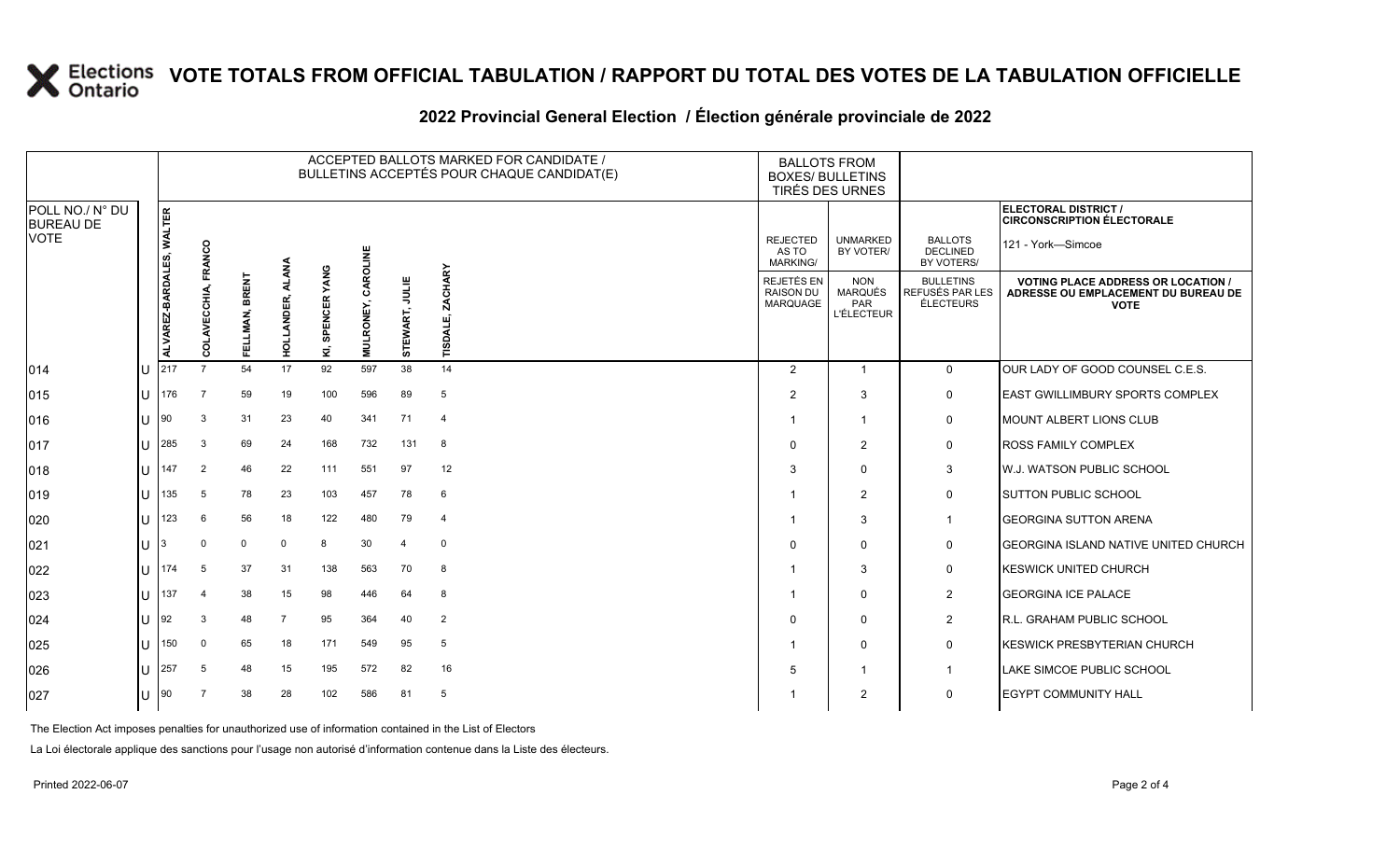# VOTE TOTALS FROM OFFICIAL TABULATION / RAPPORT DU TOTAL DES VOTES DE LA TABULATION OFFICIELLE

## 2022 Provincial General Election / Élection générale provinciale de 2022

| POLL NO./ N° DU BUREAU DE VOTE | | ACCEPTED BALLOTS MARKED FOR CANDIDATE / BULLETINS ACCEPTÉS POUR CHAQUE CANDIDAT(E) | | | | | | | | BALLOTS FROM BOXES/ BULLETINS TIRÉS DES URNES | | | ELECTORAL DISTRICT / CIRCONSCRIPTION ÉLECTORALE 121 - York—Simcoe |
|---|---|---|---|---|---|---|---|---|---|---|---|---|---|
| | | ALVAREZ-BARDALES, WALTER | COLAVECCHIA, FRANCO | FELLMAN, BRENT | HOLLANDER, ALANA | KI, SPENCER YANG | MULRONEY, CAROLINE | STEWART, JULIE | TISDALE, ZACHARY | REJECTED AS TO MARKING/ REJETÉS EN RAISON DU MARQUAGE | UNMARKED BY VOTER/ NON MARQUÉS PAR L'ÉLECTEUR | BALLOTS DECLINED BY VOTERS/ BULLETINS REFUSÉS PAR LES ÉLECTEURS | VOTING PLACE ADDRESS OR LOCATION / ADRESSE OU EMPLACEMENT DU BUREAU DE VOTE |
| 014 | U | 217 | 7 | 54 | 17 | 92 | 597 | 38 | 14 | 2 | 1 | 0 | OUR LADY OF GOOD COUNSEL C.E.S. |
| 015 | U | 176 | 7 | 59 | 19 | 100 | 596 | 89 | 5 | 2 | 3 | 0 | EAST GWILLIMBURY SPORTS COMPLEX |
| 016 | U | 90 | 3 | 31 | 23 | 40 | 341 | 71 | 4 | 1 | 1 | 0 | MOUNT ALBERT LIONS CLUB |
| 017 | U | 285 | 3 | 69 | 24 | 168 | 732 | 131 | 8 | 0 | 2 | 0 | ROSS FAMILY COMPLEX |
| 018 | U | 147 | 2 | 46 | 22 | 111 | 551 | 97 | 12 | 3 | 0 | 3 | W.J. WATSON PUBLIC SCHOOL |
| 019 | U | 135 | 5 | 78 | 23 | 103 | 457 | 78 | 6 | 1 | 2 | 0 | SUTTON PUBLIC SCHOOL |
| 020 | U | 123 | 6 | 56 | 18 | 122 | 480 | 79 | 4 | 1 | 3 | 1 | GEORGINA SUTTON ARENA |
| 021 | U | 3 | 0 | 0 | 0 | 8 | 30 | 4 | 0 | 0 | 0 | 0 | GEORGINA ISLAND NATIVE UNITED CHURCH |
| 022 | U | 174 | 5 | 37 | 31 | 138 | 563 | 70 | 8 | 1 | 3 | 0 | KESWICK UNITED CHURCH |
| 023 | U | 137 | 4 | 38 | 15 | 98 | 446 | 64 | 8 | 1 | 0 | 2 | GEORGINA ICE PALACE |
| 024 | U | 92 | 3 | 48 | 7 | 95 | 364 | 40 | 2 | 0 | 0 | 2 | R.L. GRAHAM PUBLIC SCHOOL |
| 025 | U | 150 | 0 | 65 | 18 | 171 | 549 | 95 | 5 | 1 | 0 | 0 | KESWICK PRESBYTERIAN CHURCH |
| 026 | U | 257 | 5 | 48 | 15 | 195 | 572 | 82 | 16 | 5 | 1 | 1 | LAKE SIMCOE PUBLIC SCHOOL |
| 027 | U | 90 | 7 | 38 | 28 | 102 | 586 | 81 | 5 | 1 | 2 | 0 | EGYPT COMMUNITY HALL |

The Election Act imposes penalties for unauthorized use of information contained in the List of Electors

La Loi électorale applique des sanctions pour l'usage non autorisé d'information contenue dans la Liste des électeurs.

Printed 2022-06-07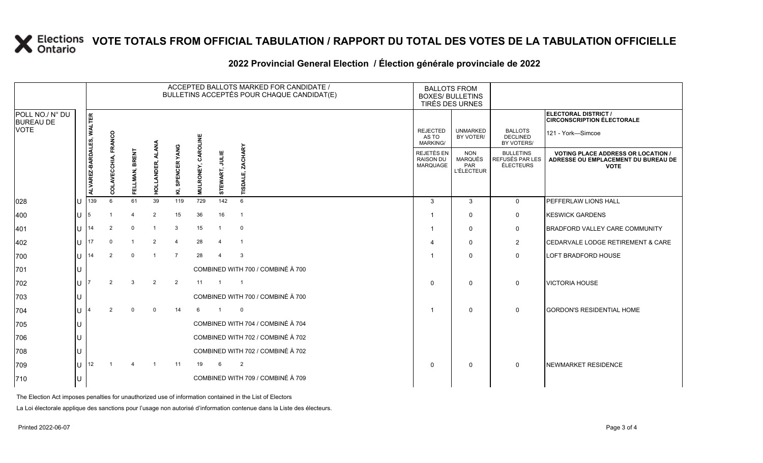# VOTE TOTALS FROM OFFICIAL TABULATION / RAPPORT DU TOTAL DES VOTES DE LA TABULATION OFFICIELLE

## 2022 Provincial General Election / Élection générale provinciale de 2022

ELECTORAL DISTRICT / CIRCONSCRIPTION ÉLECTORALE: 121 - York—Simcoe

| POLL NO./ N° DU BUREAU DE VOTE | | ACCEPTED BALLOTS MARKED FOR CANDIDATE / BULLETINS ACCEPTÉS POUR CHAQUE CANDIDAT(E) | | | | | | | | BALLOTS FROM BOXES/ BULLETINS TIRÉS DES URNES | | | |
|---|---|---|---|---|---|---|---|---|---|---|---|---|---|
| | | ALVAREZ-BARDALES, WALTER | COLAVECCHIA, FRANCO | FELLMAN, BRENT | HOLLANDER, ALANA | KI, SPENCER YANG | MULRONEY, CAROLINE | STEWART, JULIE | TISDALE, ZACHARY | REJECTED AS TO MARKING/ REJETÉS EN RAISON DU MARQUAGE | UNMARKED BY VOTER/ NON MARQUÉS PAR L'ÉLECTEUR | BALLOTS DECLINED BY VOTERS/ BULLETINS REFUSÉS PAR LES ÉLECTEURS | VOTING PLACE ADDRESS OR LOCATION / ADRESSE OU EMPLACEMENT DU BUREAU DE VOTE |
| 028 | U | 139 | 6 | 61 | 39 | 119 | 729 | 142 | 6 | 3 | 3 | 0 | PEFFERLAW LIONS HALL |
| 400 | U | 5 | 1 | 4 | 2 | 15 | 36 | 16 | 1 | 1 | 0 | 0 | KESWICK GARDENS |
| 401 | U | 14 | 2 | 0 | 1 | 3 | 15 | 1 | 0 | 1 | 0 | 0 | BRADFORD VALLEY CARE COMMUNITY |
| 402 | U | 17 | 0 | 1 | 2 | 4 | 28 | 4 | 1 | 4 | 0 | 2 | CEDARVALE LODGE RETIREMENT & CARE |
| 700 | U | 14 | 2 | 0 | 1 | 7 | 28 | 4 | 3 | 1 | 0 | 0 | LOFT BRADFORD HOUSE |
| 701 | U | COMBINED WITH 700 / COMBINÉ À 700 | | | | | | | | | | | |
| 702 | U | 7 | 2 | 3 | 2 | 2 | 11 | 1 | 1 | 0 | 0 | 0 | VICTORIA HOUSE |
| 703 | U | COMBINED WITH 700 / COMBINÉ À 700 | | | | | | | | | | | |
| 704 | U | 4 | 2 | 0 | 0 | 14 | 6 | 1 | 0 | 1 | 0 | 0 | GORDON'S RESIDENTIAL HOME |
| 705 | U | COMBINED WITH 704 / COMBINÉ À 704 | | | | | | | | | | | |
| 706 | U | COMBINED WITH 702 / COMBINÉ À 702 | | | | | | | | | | | |
| 708 | U | COMBINED WITH 702 / COMBINÉ À 702 | | | | | | | | | | | |
| 709 | U | 12 | 1 | 4 | 1 | 11 | 19 | 6 | 2 | 0 | 0 | 0 | NEWMARKET RESIDENCE |
| 710 | U | COMBINED WITH 709 / COMBINÉ À 709 | | | | | | | | | | | |

The Election Act imposes penalties for unauthorized use of information contained in the List of Electors

La Loi électorale applique des sanctions pour l'usage non autorisé d'information contenue dans la Liste des électeurs.

Printed 2022-06-07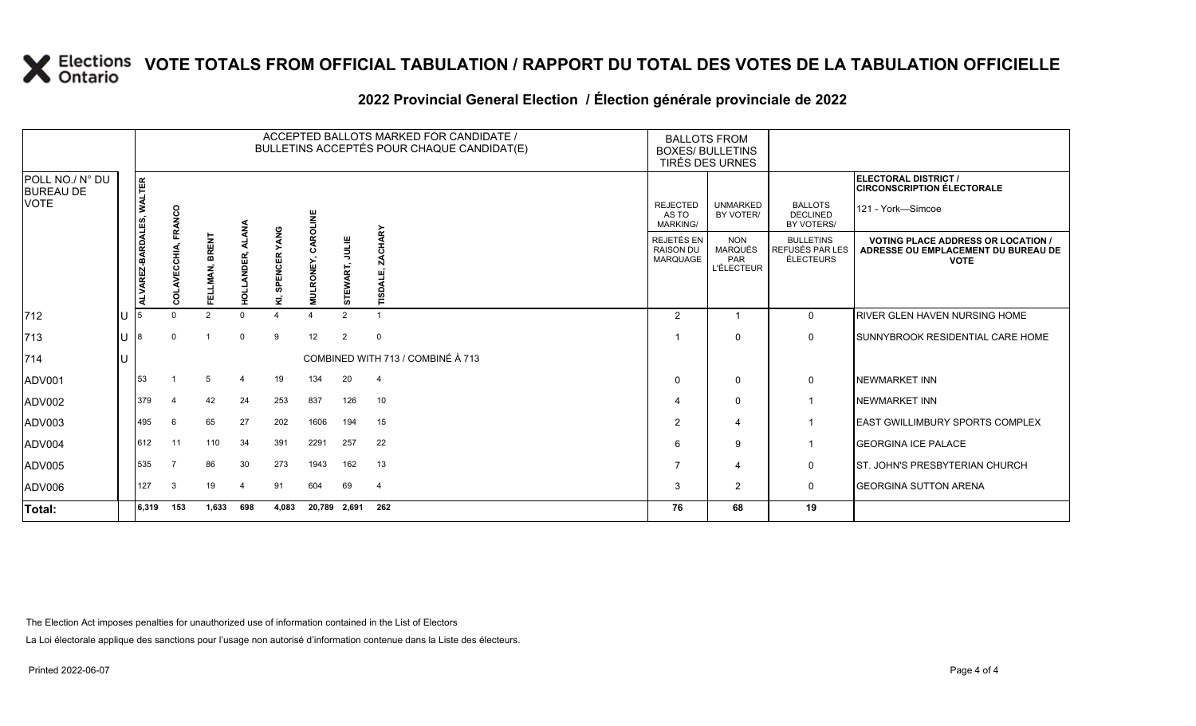# VOTE TOTALS FROM OFFICIAL TABULATION / RAPPORT DU TOTAL DES VOTES DE LA TABULATION OFFICIELLE

## 2022 Provincial General Election / Élection générale provinciale de 2022

ELECTORAL DISTRICT / CIRCONSCRIPTION ÉLECTORALE: 121 - York—Simcoe

| POLL NO./ N° DU BUREAU DE VOTE | | ACCEPTED BALLOTS MARKED FOR CANDIDATE / BULLETINS ACCEPTÉS POUR CHAQUE CANDIDAT(E) | | | | | | | | BALLOTS FROM BOXES/ BULLETINS TIRÉS DES URNES | | | |
|---|---|---|---|---|---|---|---|---|---|---|---|---|---|
| | | ALVAREZ-BARDALES, WALTER | COLAVECCHIA, FRANCO | FELLMAN, BRENT | HOLLANDER, ALANA | KI, SPENCER YANG | MULRONEY, CAROLINE | STEWART, JULIE | TISDALE, ZACHARY | REJECTED AS TO MARKING/ REJETÉS EN RAISON DU MARQUAGE | UNMARKED BY VOTER/ NON MARQUÉS PAR L'ÉLECTEUR | BALLOTS DECLINED BY VOTERS/ BULLETINS REFUSÉS PAR LES ÉLECTEURS | VOTING PLACE ADDRESS OR LOCATION / ADRESSE OU EMPLACEMENT DU BUREAU DE VOTE |
| 712 | U | 5 | 0 | 2 | 0 | 4 | 4 | 2 | 1 | 2 | 1 | 0 | RIVER GLEN HAVEN NURSING HOME |
| 713 | U | 8 | 0 | 1 | 0 | 9 | 12 | 2 | 0 | 1 | 0 | 0 | SUNNYBROOK RESIDENTIAL CARE HOME |
| 714 | U | COMBINED WITH 713 / COMBINÉ À 713 | | | | | | | | | | | |
| ADV001 | | 53 | 1 | 5 | 4 | 19 | 134 | 20 | 4 | 0 | 0 | 0 | NEWMARKET INN |
| ADV002 | | 379 | 4 | 42 | 24 | 253 | 837 | 126 | 10 | 4 | 0 | 1 | NEWMARKET INN |
| ADV003 | | 495 | 6 | 65 | 27 | 202 | 1606 | 194 | 15 | 2 | 4 | 1 | EAST GWILLIMBURY SPORTS COMPLEX |
| ADV004 | | 612 | 11 | 110 | 34 | 391 | 2291 | 257 | 22 | 6 | 9 | 1 | GEORGINA ICE PALACE |
| ADV005 | | 535 | 7 | 86 | 30 | 273 | 1943 | 162 | 13 | 7 | 4 | 0 | ST. JOHN'S PRESBYTERIAN CHURCH |
| ADV006 | | 127 | 3 | 19 | 4 | 91 | 604 | 69 | 4 | 3 | 2 | 0 | GEORGINA SUTTON ARENA |
| **Total:** | | **6,319** | **153** | **1,633** | **698** | **4,083** | **20,789** | **2,691** | **262** | **76** | **68** | **19** | |

The Election Act imposes penalties for unauthorized use of information contained in the List of Electors

La Loi électorale applique des sanctions pour l'usage non autorisé d'information contenue dans la Liste des électeurs.

Printed 2022-06-07